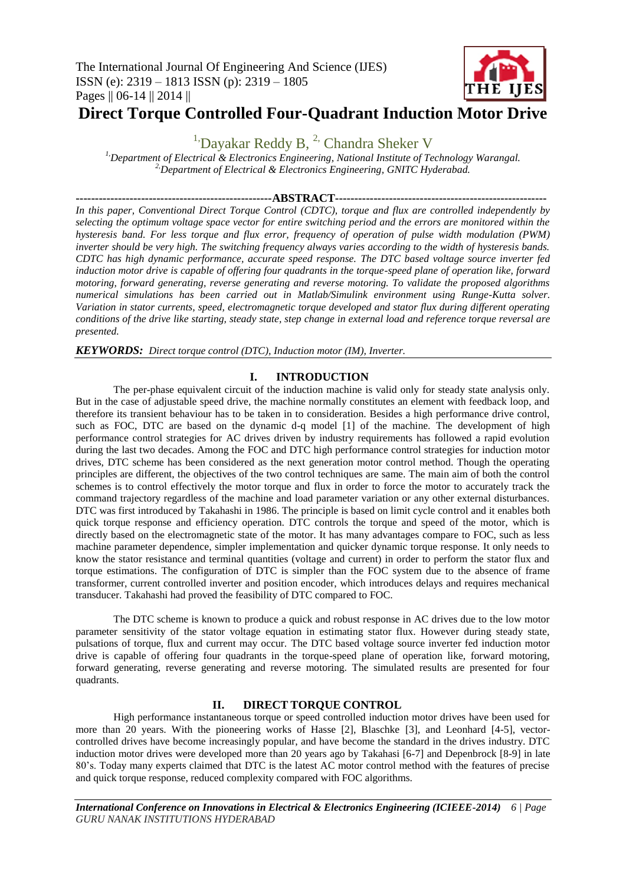# Direct Torque Controlled Four-Quadrant Induction Motor Drive

[1] Dayakar Reddy B, [2] Chandra Sheker V

*[1] Department of Electrical & Electronics Engineering, National Institute of Technology Warangal.*
*[2] Department of Electrical & Electronics Engineering, GNITC Hyderabad.*

**ABSTRACT**

*In this paper, Conventional Direct Torque Control (CDTC), torque and flux are controlled independently by selecting the optimum voltage space vector for entire switching period and the errors are monitored within the hysteresis band. For less torque and flux error, frequency of operation of pulse width modulation (PWM) inverter should be very high. The switching frequency always varies according to the width of hysteresis bands. CDTC has high dynamic performance, accurate speed response. The DTC based voltage source inverter fed induction motor drive is capable of offering four quadrants in the torque-speed plane of operation like, forward motoring, forward generating, reverse generating and reverse motoring. To validate the proposed algorithms numerical simulations has been carried out in Matlab/Simulink environment using Runge-Kutta solver. Variation in stator currents, speed, electromagnetic torque developed and stator flux during different operating conditions of the drive like starting, steady state, step change in external load and reference torque reversal are presented.*

***KEYWORDS:*** *Direct torque control (DTC), Induction motor (IM), Inverter.*

## I. INTRODUCTION

The per-phase equivalent circuit of the induction machine is valid only for steady state analysis only. But in the case of adjustable speed drive, the machine normally constitutes an element with feedback loop, and therefore its transient behaviour has to be taken in to consideration. Besides a high performance drive control, such as FOC, DTC are based on the dynamic d-q model [1] of the machine. The development of high performance control strategies for AC drives driven by industry requirements has followed a rapid evolution during the last two decades. Among the FOC and DTC high performance control strategies for induction motor drives, DTC scheme has been considered as the next generation motor control method. Though the operating principles are different, the objectives of the two control techniques are same. The main aim of both the control schemes is to control effectively the motor torque and flux in order to force the motor to accurately track the command trajectory regardless of the machine and load parameter variation or any other external disturbances. DTC was first introduced by Takahashi in 1986. The principle is based on limit cycle control and it enables both quick torque response and efficiency operation. DTC controls the torque and speed of the motor, which is directly based on the electromagnetic state of the motor. It has many advantages compare to FOC, such as less machine parameter dependence, simpler implementation and quicker dynamic torque response. It only needs to know the stator resistance and terminal quantities (voltage and current) in order to perform the stator flux and torque estimations. The configuration of DTC is simpler than the FOC system due to the absence of frame transformer, current controlled inverter and position encoder, which introduces delays and requires mechanical transducer. Takahashi had proved the feasibility of DTC compared to FOC.

The DTC scheme is known to produce a quick and robust response in AC drives due to the low motor parameter sensitivity of the stator voltage equation in estimating stator flux. However during steady state, pulsations of torque, flux and current may occur. The DTC based voltage source inverter fed induction motor drive is capable of offering four quadrants in the torque-speed plane of operation like, forward motoring, forward generating, reverse generating and reverse motoring. The simulated results are presented for four quadrants.

## II. DIRECT TORQUE CONTROL

High performance instantaneous torque or speed controlled induction motor drives have been used for more than 20 years. With the pioneering works of Hasse [2], Blaschke [3], and Leonhard [4-5], vector-controlled drives have become increasingly popular, and have become the standard in the drives industry. DTC induction motor drives were developed more than 20 years ago by Takahasi [6-7] and Depenbrock [8-9] in late 80's. Today many experts claimed that DTC is the latest AC motor control method with the features of precise and quick torque response, reduced complexity compared with FOC algorithms.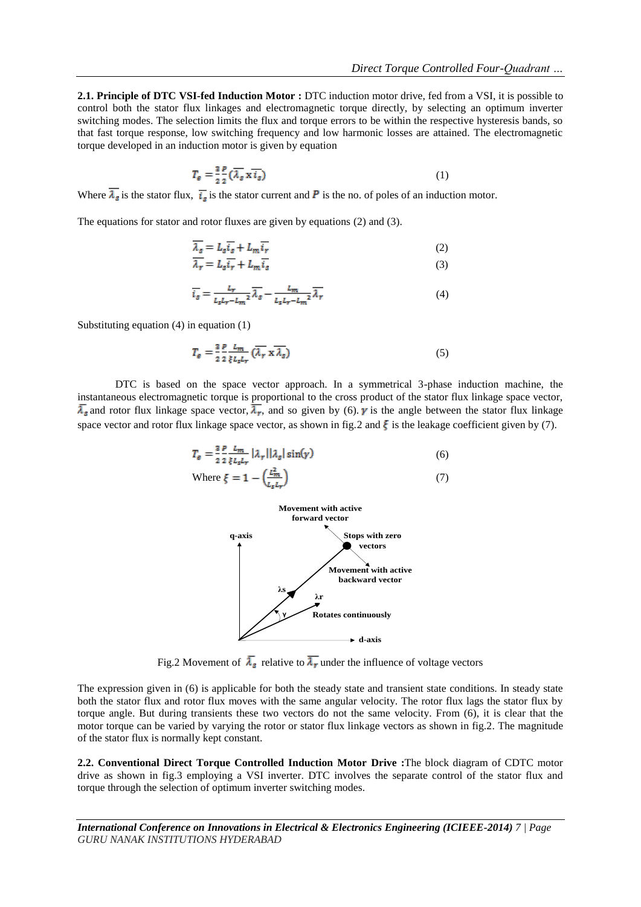**2.1. Principle of DTC VSI-fed Induction Motor :** DTC induction motor drive, fed from a VSI, it is possible to control both the stator flux linkages and electromagnetic torque directly, by selecting an optimum inverter switching modes. The selection limits the flux and torque errors to be within the respective hysteresis bands, so that fast torque response, low switching frequency and low harmonic losses are attained. The electromagnetic torque developed in an induction motor is given by equation

$$T_e = \frac{3}{2}\frac{P}{2}(\overline{\lambda_s} \times \overline{i_s}) \tag{1}$$

Where $\overline{\lambda_s}$ is the stator flux, $\overline{i_s}$ is the stator current and $P$ is the no. of poles of an induction motor.

The equations for stator and rotor fluxes are given by equations (2) and (3).

$$\overline{\lambda_s} = L_s\overline{i_s} + L_m\overline{i_r} \tag{2}$$

$$\overline{\lambda_r} = L_s\overline{i_r} + L_m\overline{i_s} \tag{3}$$

$$\overline{i_s} = \frac{L_r}{L_sL_r - L_m{}^2}\overline{\lambda_s} - \frac{L_m}{L_sL_r - L_m{}^2}\overline{\lambda_r} \tag{4}$$

Substituting equation (4) in equation (1)

$$T_e = \frac{3}{2}\frac{P}{2}\frac{L_m}{\xi L_sL_r}(\overline{\lambda_r} \times \overline{\lambda_s}) \tag{5}$$

DTC is based on the space vector approach. In a symmetrical 3-phase induction machine, the instantaneous electromagnetic torque is proportional to the cross product of the stator flux linkage space vector, $\overline{\lambda_s}$ and rotor flux linkage space vector, $\overline{\lambda_r}$, and so given by (6). $\gamma$ is the angle between the stator flux linkage space vector and rotor flux linkage space vector, as shown in fig.2 and $\xi$ is the leakage coefficient given by (7).

$$T_e = \frac{3}{2}\frac{P}{2}\frac{L_m}{\xi L_sL_r}|\lambda_r||\lambda_s|\sin(\gamma) \tag{6}$$

$$\text{Where } \xi = 1 - \left(\frac{L_m^2}{L_sL_r}\right) \tag{7}$$

Fig.2 Movement of $\overline{\lambda_s}$ relative to $\overline{\lambda_r}$ under the influence of voltage vectors

The expression given in (6) is applicable for both the steady state and transient state conditions. In steady state both the stator flux and rotor flux moves with the same angular velocity. The rotor flux lags the stator flux by torque angle. But during transients these two vectors do not the same velocity. From (6), it is clear that the motor torque can be varied by varying the rotor or stator flux linkage vectors as shown in fig.2. The magnitude of the stator flux is normally kept constant.

**2.2. Conventional Direct Torque Controlled Induction Motor Drive :**The block diagram of CDTC motor drive as shown in fig.3 employing a VSI inverter. DTC involves the separate control of the stator flux and torque through the selection of optimum inverter switching modes.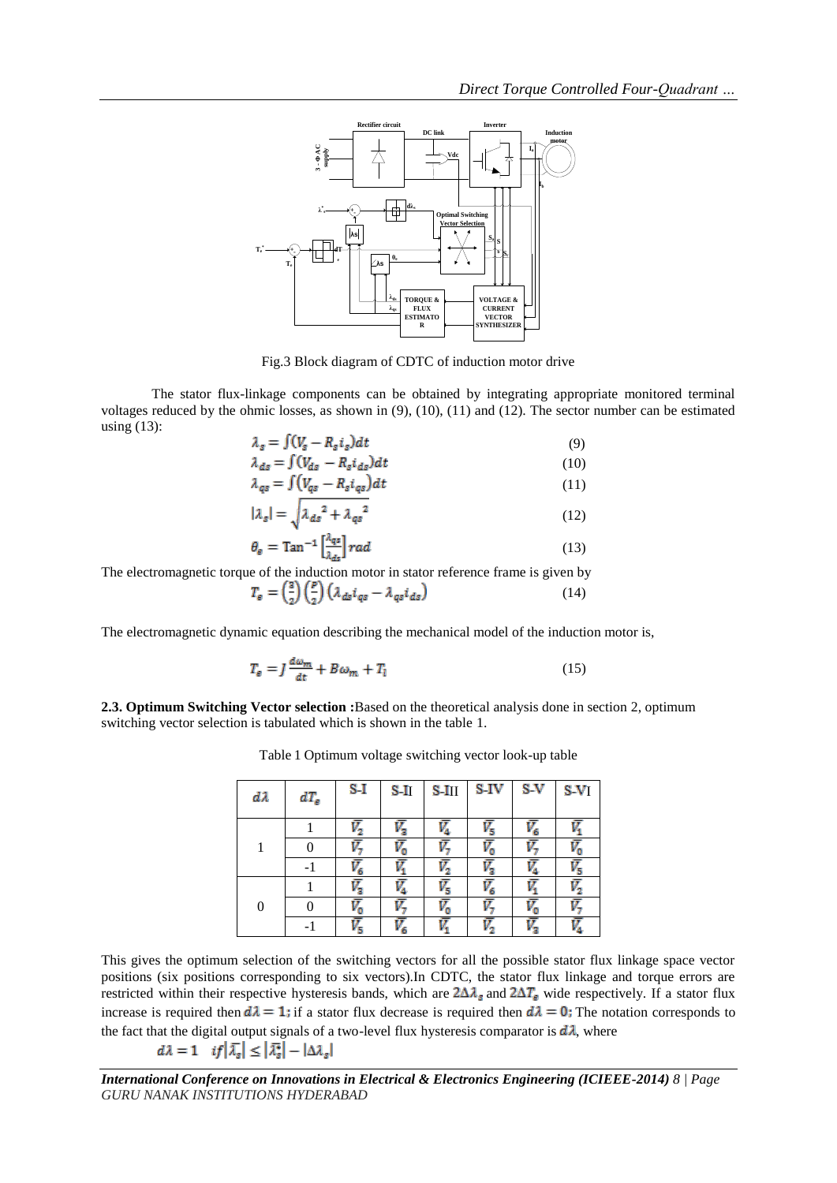Fig.3 Block diagram of CDTC of induction motor drive

The stator flux-linkage components can be obtained by integrating appropriate monitored terminal voltages reduced by the ohmic losses, as shown in (9), (10), (11) and (12). The sector number can be estimated using (13):

$$\lambda_s = \int (V_s - R_s i_s) dt \tag{9}$$

$$\lambda_{ds} = \int (V_{ds} - R_s i_{ds}) dt \tag{10}$$

$$\lambda_{qs} = \int (V_{qs} - R_s i_{qs}) dt \tag{11}$$

$$|\lambda_s| = \sqrt{\lambda_{ds}^2 + \lambda_{qs}^2} \tag{12}$$

$$\theta_s = \mathrm{Tan}^{-1}\left[\frac{\lambda_{qs}}{\lambda_{ds}}\right] rad \tag{13}$$

The electromagnetic torque of the induction motor in stator reference frame is given by

$$T_e = \left(\frac{3}{2}\right)\left(\frac{P}{2}\right)\left(\lambda_{ds} i_{qs} - \lambda_{qs} i_{ds}\right) \tag{14}$$

The electromagnetic dynamic equation describing the mechanical model of the induction motor is,

$$T_e = J\frac{d\omega_m}{dt} + B\omega_m + T_l \tag{15}$$

**2.3. Optimum Switching Vector selection :**Based on the theoretical analysis done in section 2, optimum switching vector selection is tabulated which is shown in the table 1.

Table 1 Optimum voltage switching vector look-up table

| $d\lambda$ | $dT_e$ | S-I | S-II | S-III | S-IV | S-V | S-VI |
|---|---|---|---|---|---|---|---|
| 1 | 1 | $\bar{V}_2$ | $\bar{V}_3$ | $\bar{V}_4$ | $\bar{V}_5$ | $\bar{V}_6$ | $\bar{V}_1$ |
| | 0 | $\bar{V}_7$ | $\bar{V}_0$ | $\bar{V}_7$ | $\bar{V}_0$ | $\bar{V}_7$ | $\bar{V}_0$ |
| | -1 | $\bar{V}_6$ | $\bar{V}_1$ | $\bar{V}_2$ | $\bar{V}_3$ | $\bar{V}_4$ | $\bar{V}_5$ |
| 0 | 1 | $\bar{V}_3$ | $\bar{V}_4$ | $\bar{V}_5$ | $\bar{V}_6$ | $\bar{V}_1$ | $\bar{V}_2$ |
| | 0 | $\bar{V}_0$ | $\bar{V}_7$ | $\bar{V}_0$ | $\bar{V}_7$ | $\bar{V}_0$ | $\bar{V}_7$ |
| | -1 | $\bar{V}_5$ | $\bar{V}_6$ | $\bar{V}_1$ | $\bar{V}_2$ | $\bar{V}_3$ | $\bar{V}_4$ |

This gives the optimum selection of the switching vectors for all the possible stator flux linkage space vector positions (six positions corresponding to six vectors).In CDTC, the stator flux linkage and torque errors are restricted within their respective hysteresis bands, which are $2\Delta\lambda_s$ and $2\Delta T_e$ wide respectively. If a stator flux increase is required then $d\lambda = 1$; if a stator flux decrease is required then $d\lambda = 0$; The notation corresponds to the fact that the digital output signals of a two-level flux hysteresis comparator is $d\lambda$, where

$$d\lambda = 1 \quad if\left|\bar{\lambda}_s\right| \leq \left|\bar{\lambda}_s^*\right| - \left|\Delta\lambda_s\right|$$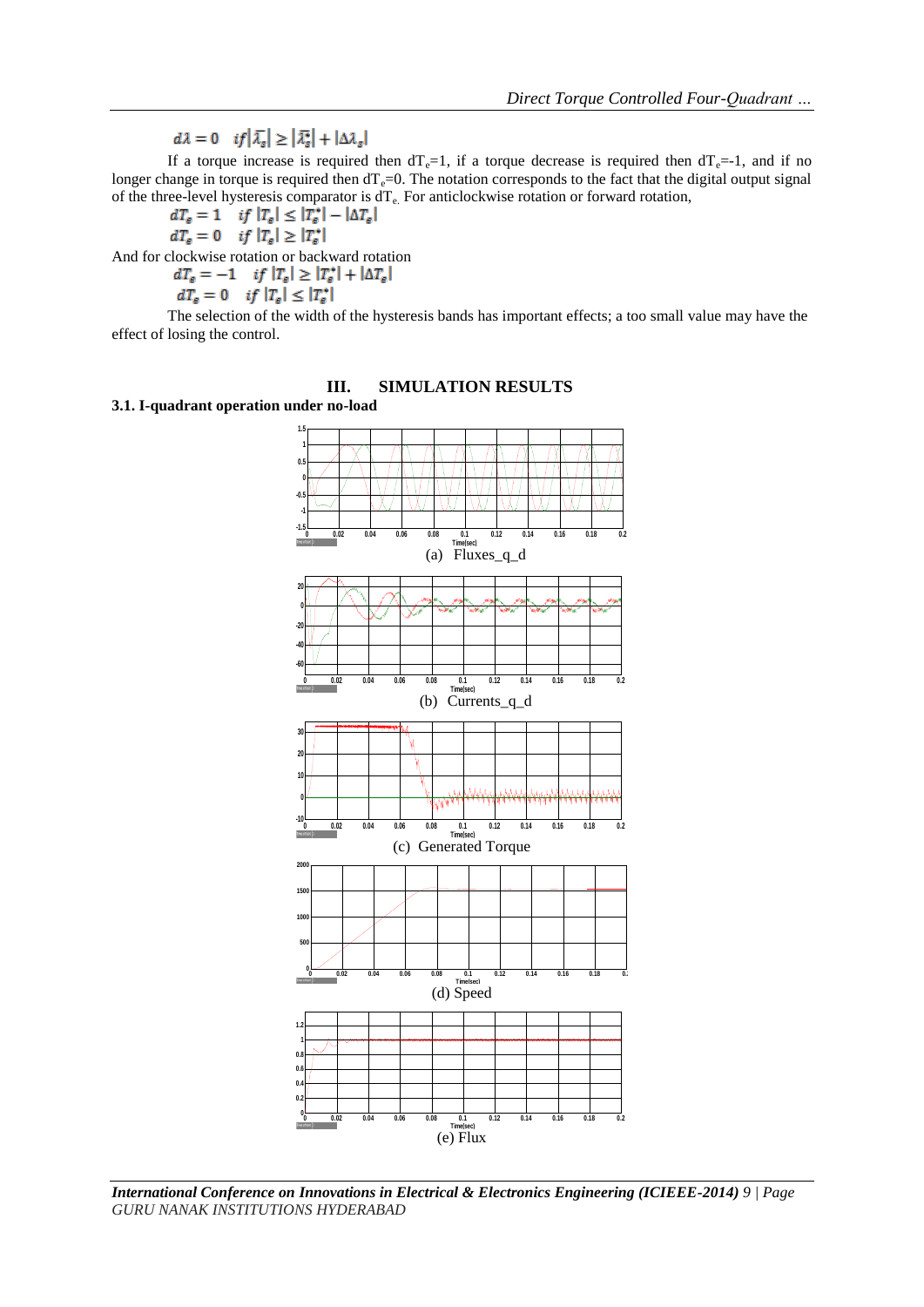$$d\lambda = 0 \quad if\left|\bar{\lambda}_s\right| \geq \left|\bar{\lambda}_s^*\right| + |\Delta\lambda_s|$$

If a torque increase is required then $dT_e$=1, if a torque decrease is required then $dT_e$=-1, and if no longer change in torque is required then $dT_e$=0. The notation corresponds to the fact that the digital output signal of the three-level hysteresis comparator is $dT_e$. For anticlockwise rotation or forward rotation,

$$dT_e = 1 \quad if\ |T_e| \leq |T_e^*| - |\Delta T_e|$$

$$dT_e = 0 \quad if\ |T_e| \geq |T_e^*|$$

And for clockwise rotation or backward rotation

$$dT_e = -1 \quad if\ |T_e| \geq |T_e^*| + |\Delta T_e|$$

$$dT_e = 0 \quad if\ |T_e| \leq |T_e^*|$$

The selection of the width of the hysteresis bands has important effects; a too small value may have the effect of losing the control.

## III. SIMULATION RESULTS

### 3.1. I-quadrant operation under no-load

(a) Fluxes_q_d

(b) Currents_q_d

(c) Generated Torque

(d) Speed

(e) Flux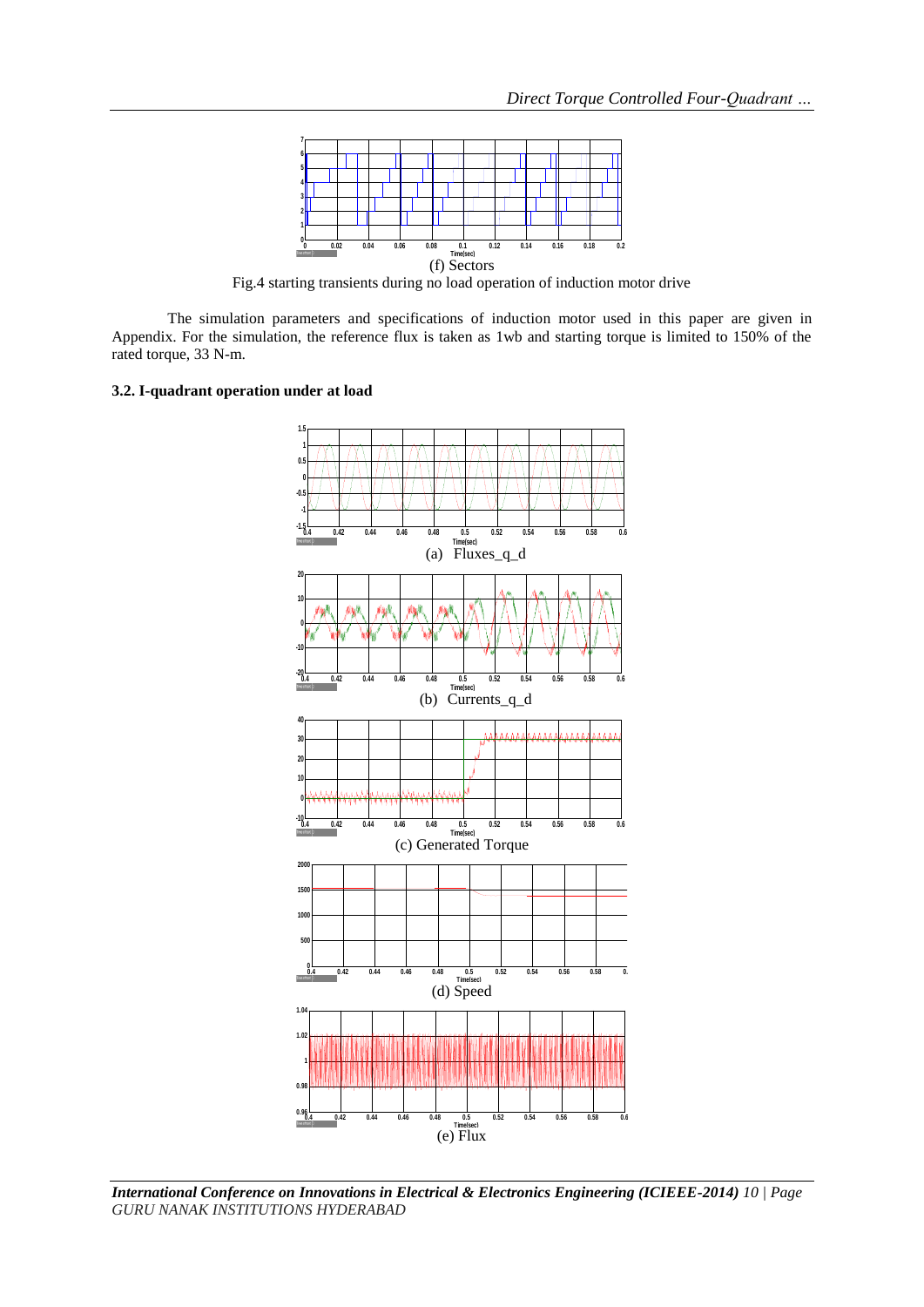(f) Sectors

Fig.4 starting transients during no load operation of induction motor drive

The simulation parameters and specifications of induction motor used in this paper are given in Appendix. For the simulation, the reference flux is taken as 1wb and starting torque is limited to 150% of the rated torque, 33 N-m.

### 3.2. I-quadrant operation under at load

(a) Fluxes_q_d

(b) Currents_q_d

(c) Generated Torque

(d) Speed

(e) Flux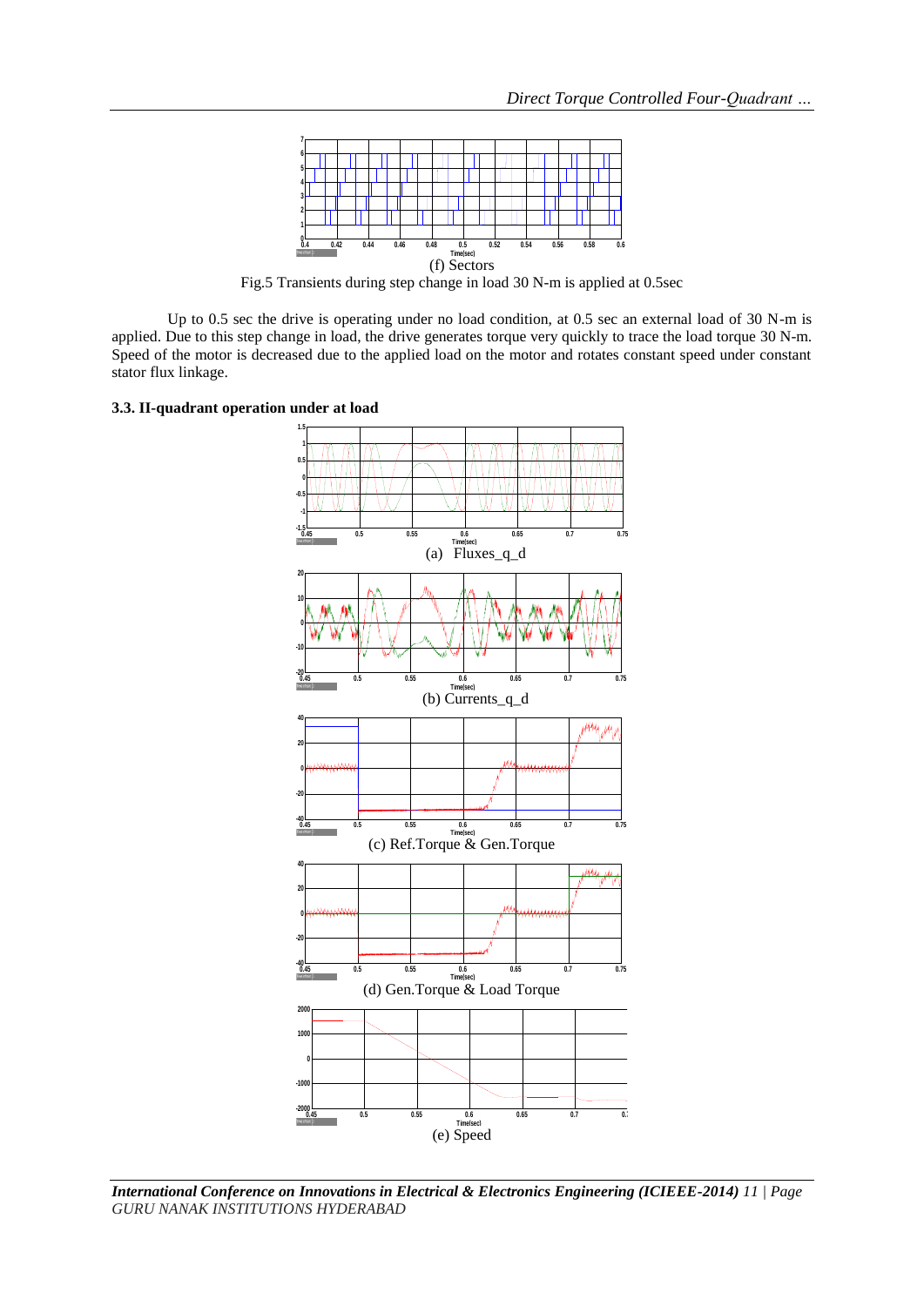(f) Sectors

Fig.5 Transients during step change in load 30 N-m is applied at 0.5sec

Up to 0.5 sec the drive is operating under no load condition, at 0.5 sec an external load of 30 N-m is applied. Due to this step change in load, the drive generates torque very quickly to trace the load torque 30 N-m. Speed of the motor is decreased due to the applied load on the motor and rotates constant speed under constant stator flux linkage.

### 3.3. II-quadrant operation under at load

(a) Fluxes_q_d

(b) Currents_q_d

(c) Ref.Torque & Gen.Torque

(d) Gen.Torque & Load Torque

(e) Speed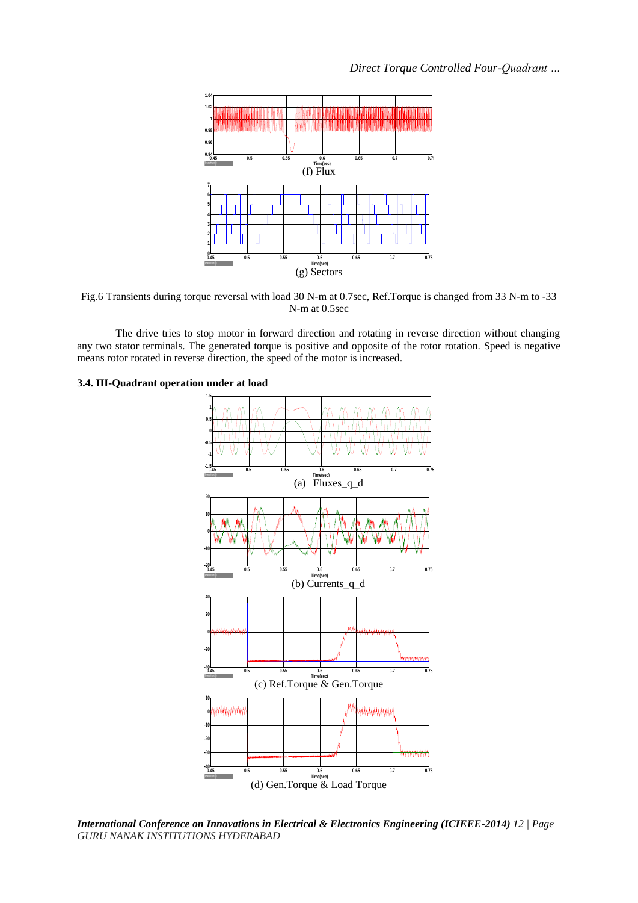(f) Flux

(g) Sectors

Fig.6 Transients during torque reversal with load 30 N-m at 0.7sec, Ref.Torque is changed from 33 N-m to -33 N-m at 0.5sec

The drive tries to stop motor in forward direction and rotating in reverse direction without changing any two stator terminals. The generated torque is positive and opposite of the rotor rotation. Speed is negative means rotor rotated in reverse direction, the speed of the motor is increased.

### 3.4. III-Quadrant operation under at load

(a) Fluxes_q_d

(b) Currents_q_d

(c) Ref.Torque & Gen.Torque

(d) Gen.Torque & Load Torque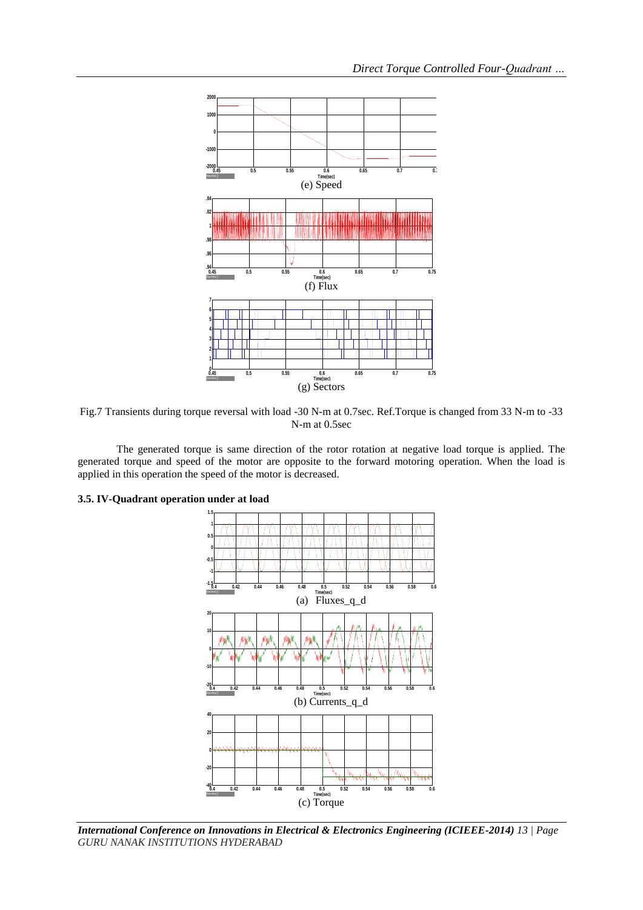(e) Speed

(f) Flux

(g) Sectors

Fig.7 Transients during torque reversal with load -30 N-m at 0.7sec. Ref.Torque is changed from 33 N-m to -33 N-m at 0.5sec

The generated torque is same direction of the rotor rotation at negative load torque is applied. The generated torque and speed of the motor are opposite to the forward motoring operation. When the load is applied in this operation the speed of the motor is decreased.

### 3.5. IV-Quadrant operation under at load

(a) Fluxes_q_d

(b) Currents_q_d

(c) Torque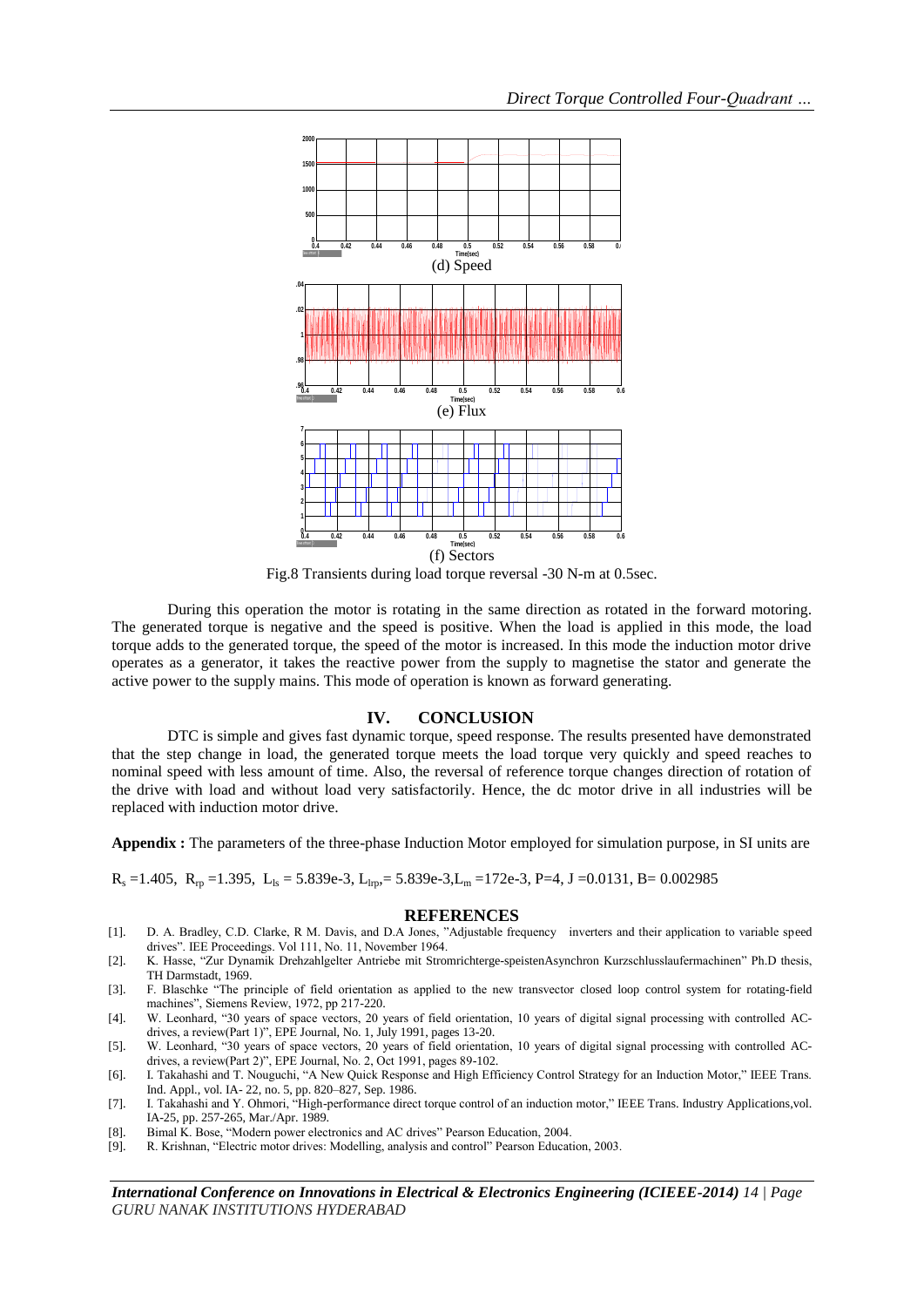2000

1500

1000

500

0

0.4 0.42 0.44 0.46 0.48 0.5 0.52 0.54 0.56 0.58 0.

Time(sec)

(d) Speed

.04

.02

1

.98

.96

0.4 0.42 0.44 0.46 0.48 0.5 0.52 0.54 0.56 0.58 0.6

Time(sec)

(e) Flux

7

6

5

4

3

2

1

0

0.4 0.42 0.44 0.46 0.48 0.5 0.52 0.54 0.56 0.58 0.6

Time(sec)

(f) Sectors

Fig.8 Transients during load torque reversal -30 N-m at 0.5sec.

During this operation the motor is rotating in the same direction as rotated in the forward motoring. The generated torque is negative and the speed is positive. When the load is applied in this mode, the load torque adds to the generated torque, the speed of the motor is increased. In this mode the induction motor drive operates as a generator, it takes the reactive power from the supply to magnetise the stator and generate the active power to the supply mains. This mode of operation is known as forward generating.

## IV. CONCLUSION

DTC is simple and gives fast dynamic torque, speed response. The results presented have demonstrated that the step change in load, the generated torque meets the load torque very quickly and speed reaches to nominal speed with less amount of time. Also, the reversal of reference torque changes direction of rotation of the drive with load and without load very satisfactorily. Hence, the dc motor drive in all industries will be replaced with induction motor drive.

**Appendix :** The parameters of the three-phase Induction Motor employed for simulation purpose, in SI units are

$R_s$ =1.405, $R_{rp}$ =1.395, $L_{ls}$ = 5.839e-3, $L_{lrp}$,= 5.839e-3,$L_m$ =172e-3, P=4, J =0.0131, B= 0.002985

## REFERENCES

[1]. D. A. Bradley, C.D. Clarke, R M. Davis, and D.A Jones, "Adjustable frequency inverters and their application to variable speed drives". IEE Proceedings. Vol 111, No. 11, November 1964.

[2]. K. Hasse, "Zur Dynamik Drehzahlgelter Antriebe mit Stromrichterge-speistenAsynchron Kurzschlusslaufermachinen" Ph.D thesis, TH Darmstadt, 1969.

[3]. F. Blaschke "The principle of field orientation as applied to the new transvector closed loop control system for rotating-field machines", Siemens Review, 1972, pp 217-220.

[4]. W. Leonhard, "30 years of space vectors, 20 years of field orientation, 10 years of digital signal processing with controlled AC-drives, a review(Part 1)", EPE Journal, No. 1, July 1991, pages 13-20.

[5]. W. Leonhard, "30 years of space vectors, 20 years of field orientation, 10 years of digital signal processing with controlled AC-drives, a review(Part 2)", EPE Journal, No. 2, Oct 1991, pages 89-102.

[6]. I. Takahashi and T. Nouguchi, "A New Quick Response and High Efficiency Control Strategy for an Induction Motor," IEEE Trans. Ind. Appl., vol. IA- 22, no. 5, pp. 820–827, Sep. 1986.

[7]. I. Takahashi and Y. Ohmori, "High-performance direct torque control of an induction motor," IEEE Trans. Industry Applications,vol. IA-25, pp. 257-265, Mar./Apr. 1989.

[8]. Bimal K. Bose, "Modern power electronics and AC drives" Pearson Education, 2004.

[9]. R. Krishnan, "Electric motor drives: Modelling, analysis and control" Pearson Education, 2003.